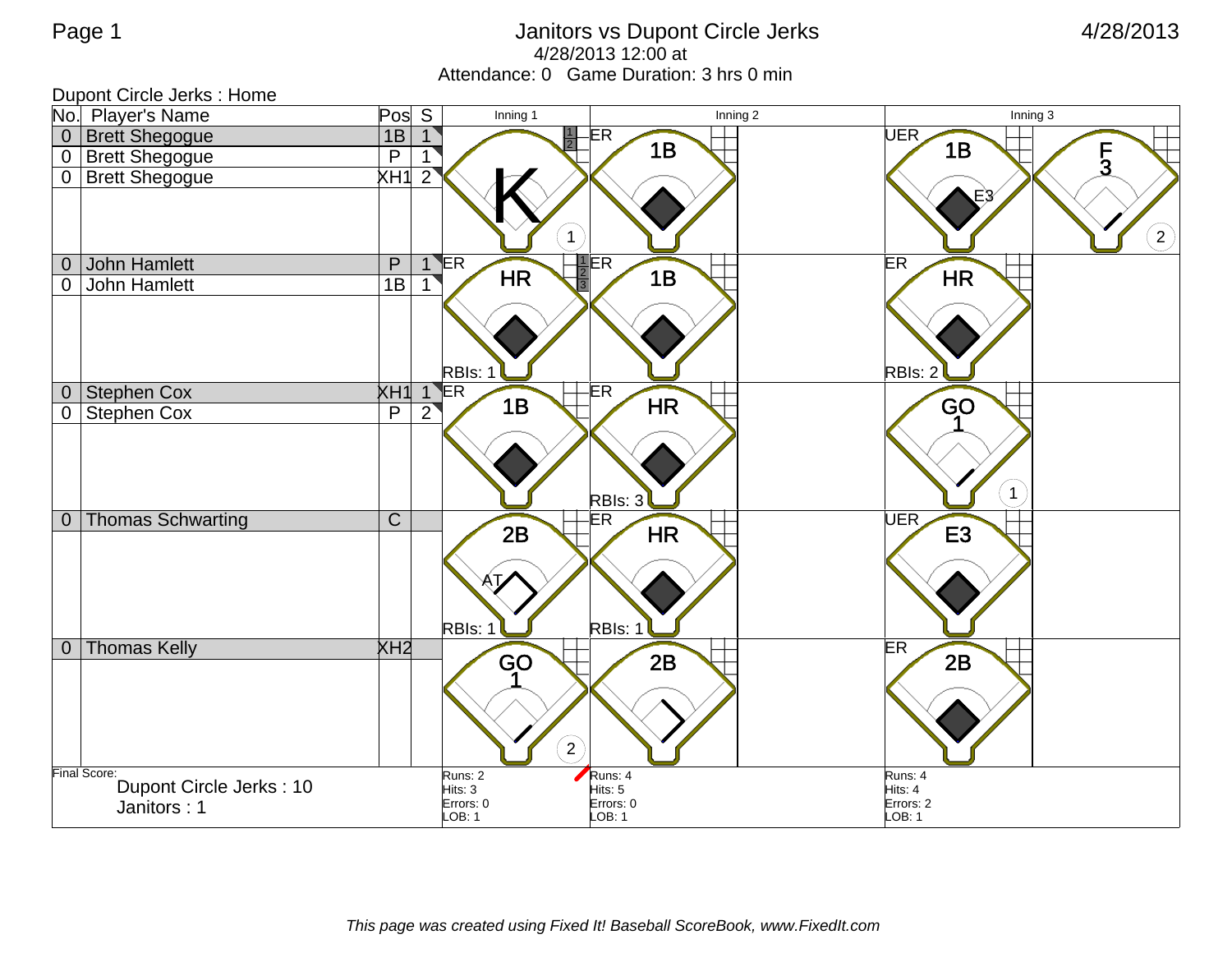# Janitors vs Dupont Circle Jerks

4/28/2013

4/28/2013 12:00 at

Attendance: 0 Game Duration: 3 hrs 0 min

## Dupont Circle Jerks : Home

| No. | Player's Name | Pos | S | Inning 1 | Inning 2 | | Inning 3 | |
|---|---|---|---|---|---|---|---|---|
| 0 | Brett Shegogue | 1B | 1 | K (1) | ER 1B | | UER 1B E3 | F3 (2) |
| 0 | Brett Shegogue | P | 1 | | | | | |
| 0 | Brett Shegogue | XH1 | 2 | | | | | |
| 0 | John Hamlett | P | 1 | ER HR RBIs: 1 | ER 1B | | ER HR RBIs: 2 | |
| 0 | John Hamlett | 1B | 1 | | | | | |
| 0 | Stephen Cox | XH1 | 1 | ER 1B | ER HR RBIs: 3 | | GO 1 (1) | |
| 0 | Stephen Cox | P | 2 | | | | | |
| 0 | Thomas Schwarting | C | | 2B AT RBIs: 1 | ER HR RBIs: 1 | | UER E3 | |
| 0 | Thomas Kelly | XH2 | | GO 1 (2) | 2B | | ER 2B | |

Final Score:
Dupont Circle Jerks : 10
Janitors : 1

| | Inning 1 | Inning 2 | Inning 3 |
|---|---|---|---|
| Runs | 2 | 4 | 4 |
| Hits | 3 | 5 | 4 |
| Errors | 0 | 0 | 2 |
| LOB | 1 | 1 | 1 |

*This page was created using Fixed It! Baseball ScoreBook, www.FixedIt.com*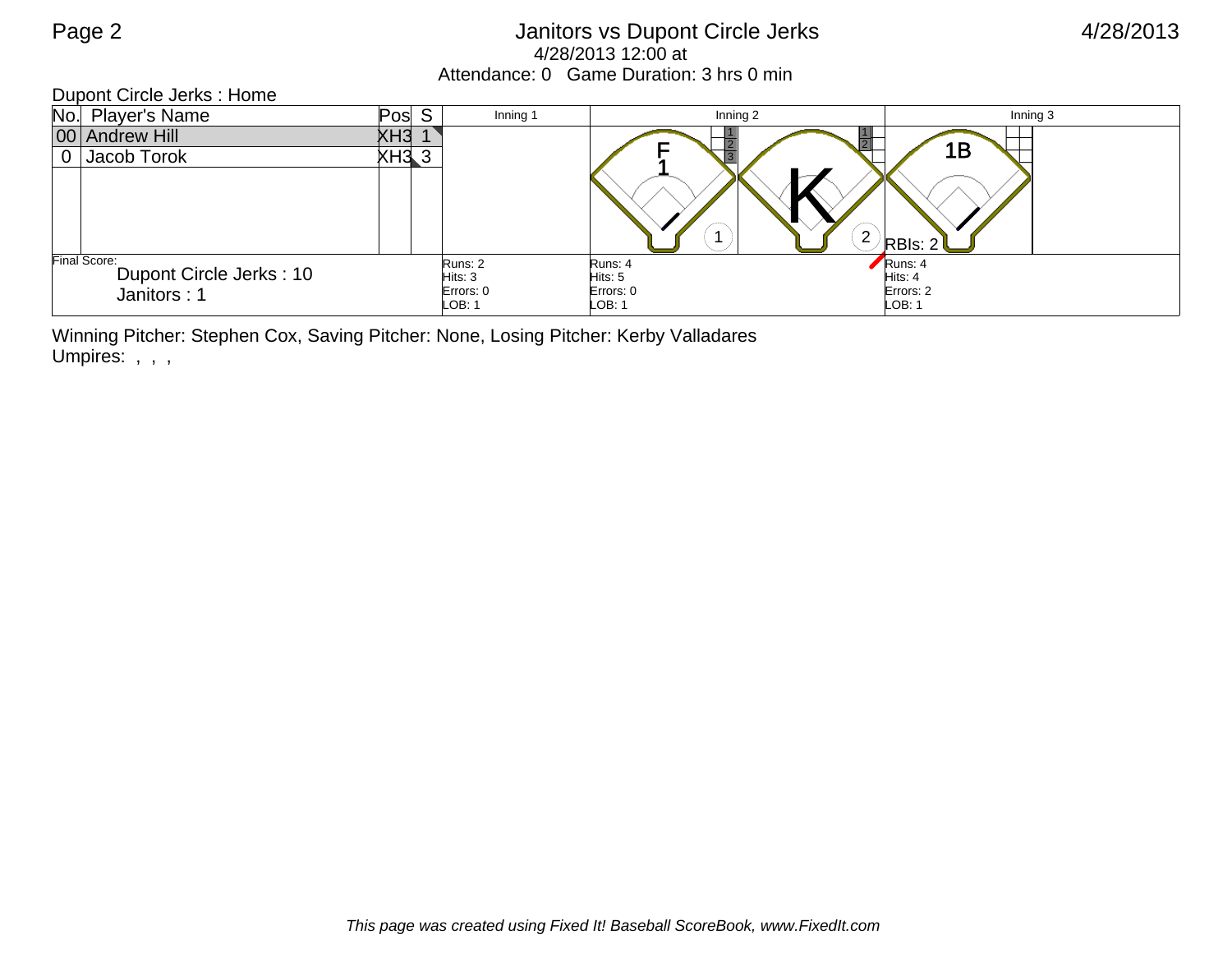# Janitors vs Dupont Circle Jerks

4/28/2013 12:00 at

Attendance: 0 Game Duration: 3 hrs 0 min

Dupont Circle Jerks : Home

| No. | Player's Name | Pos | S | Inning 1 | Inning 2 | | Inning 3 |
|---|---|---|---|---|---|---|---|
| 00 | Andrew Hill | XH3 | 1 | | F 1 (1) | K (2) | 1B RBIs: 2 |
| 0 | Jacob Torok | XH3 | 3 | | | | |
| Final Score: Dupont Circle Jerks : 10, Janitors : 1 | | | | Runs: 2 Hits: 3 Errors: 0 LOB: 1 | Runs: 4 Hits: 5 Errors: 0 LOB: 1 | | Runs: 4 Hits: 4 Errors: 2 LOB: 1 |

Winning Pitcher: Stephen Cox, Saving Pitcher: None, Losing Pitcher: Kerby Valladares

Umpires: , , ,

*This page was created using Fixed It! Baseball ScoreBook, www.FixedIt.com*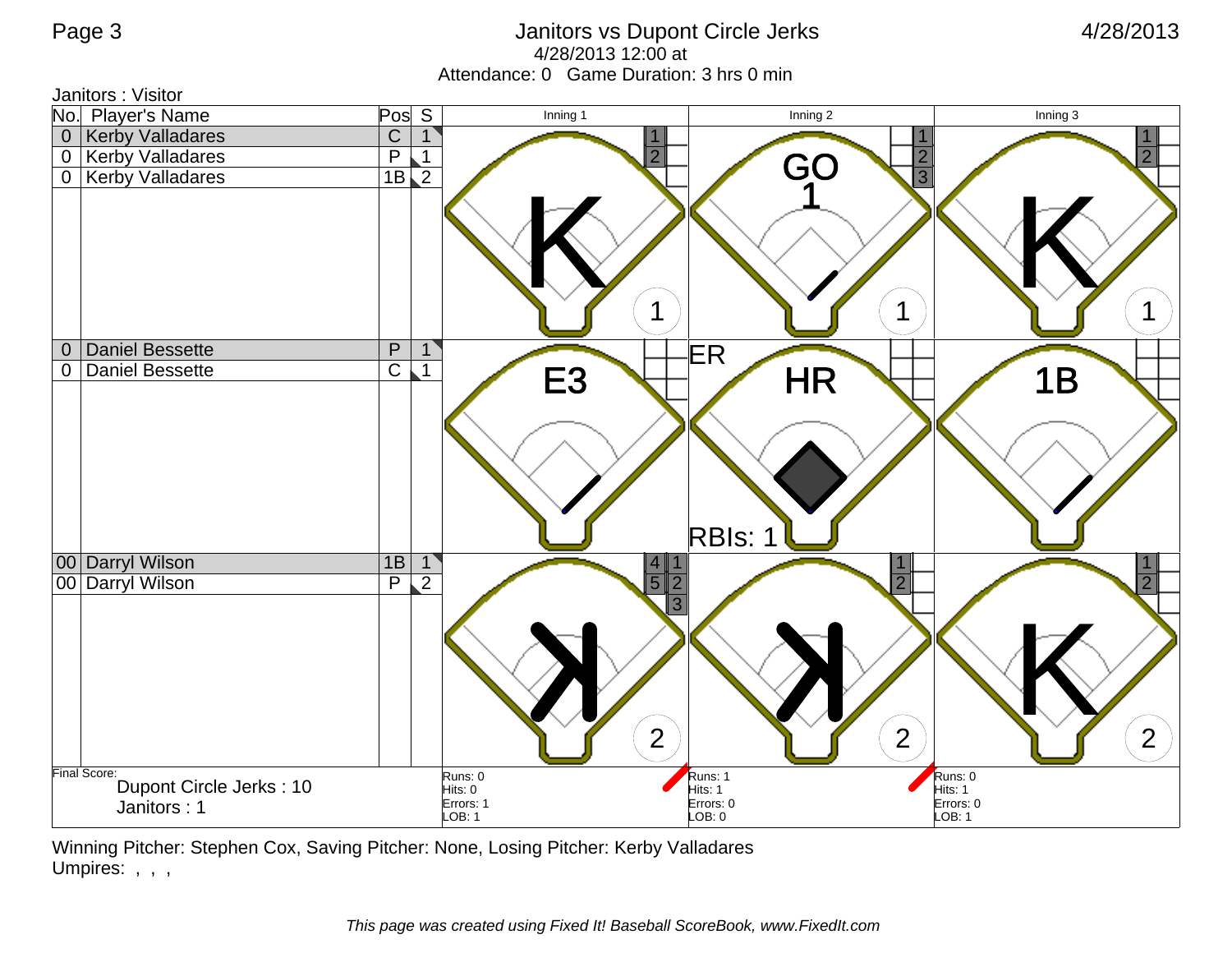# Janitors vs Dupont Circle Jerks

4/28/2013 12:00 at

Attendance: 0   Game Duration: 3 hrs 0 min

Janitors : Visitor

| No. | Player's Name | Pos | S | Inning 1 | Inning 2 | Inning 3 |
|---|---|---|---|---|---|---|
| 0 | Kerby Valladares | C | 1 | K (1) | GO 1 (1) | K (1) |
| 0 | Kerby Valladares | P | 1 | | | |
| 0 | Kerby Valladares | 1B | 2 | | | |
| 0 | Daniel Bessette | P | 1 | E3 | ER HR RBIs: 1 | 1B |
| 0 | Daniel Bessette | C | 1 | | | |
| 00 | Darryl Wilson | 1B | 1 | ꓘ (2) | ꓘ (2) | K (2) |
| 00 | Darryl Wilson | P | 2 | | | |
| Final Score: Dupont Circle Jerks : 10, Janitors : 1 | | | | Runs: 0, Hits: 0, Errors: 1, LOB: 1 | Runs: 1, Hits: 1, Errors: 0, LOB: 0 | Runs: 0, Hits: 1, Errors: 0, LOB: 1 |

Winning Pitcher: Stephen Cox, Saving Pitcher: None, Losing Pitcher: Kerby Valladares

Umpires: , , ,

*This page was created using Fixed It! Baseball ScoreBook, www.FixedIt.com*